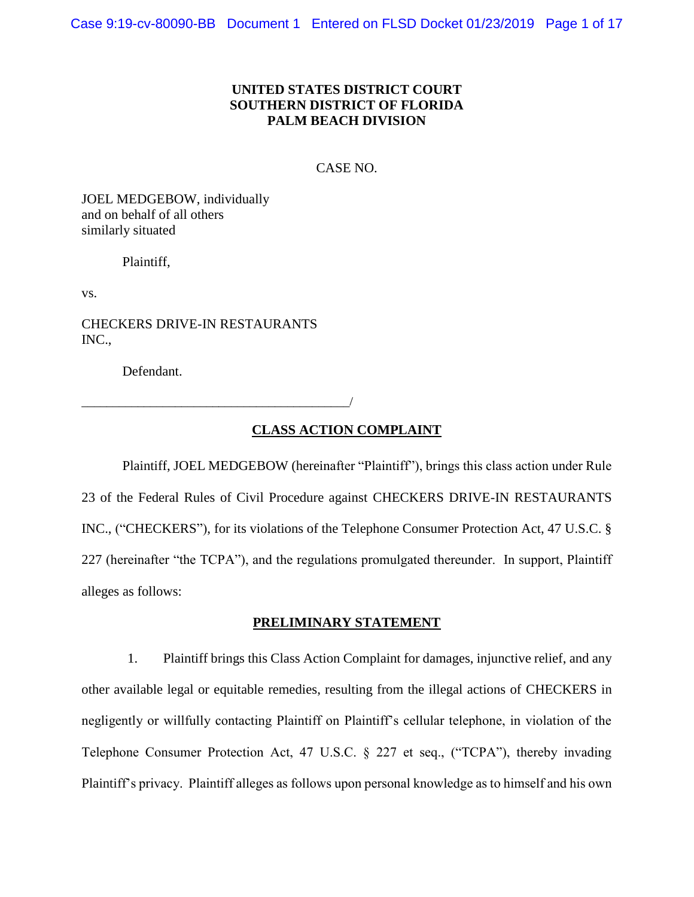**UNITED STATES DISTRICT COURT**
**SOUTHERN DISTRICT OF FLORIDA**
**PALM BEACH DIVISION**

CASE NO.

JOEL MEDGEBOW, individually
and on behalf of all others
similarly situated

Plaintiff,

vs.

CHECKERS DRIVE-IN RESTAURANTS
INC.,

Defendant.

_______________________________________/

## CLASS ACTION COMPLAINT

Plaintiff, JOEL MEDGEBOW (hereinafter "Plaintiff"), brings this class action under Rule 23 of the Federal Rules of Civil Procedure against CHECKERS DRIVE-IN RESTAURANTS INC., ("CHECKERS"), for its violations of the Telephone Consumer Protection Act, 47 U.S.C. § 227 (hereinafter "the TCPA"), and the regulations promulgated thereunder. In support, Plaintiff alleges as follows:

## PRELIMINARY STATEMENT

1. Plaintiff brings this Class Action Complaint for damages, injunctive relief, and any other available legal or equitable remedies, resulting from the illegal actions of CHECKERS in negligently or willfully contacting Plaintiff on Plaintiff's cellular telephone, in violation of the Telephone Consumer Protection Act, 47 U.S.C. § 227 et seq., ("TCPA"), thereby invading Plaintiff's privacy. Plaintiff alleges as follows upon personal knowledge as to himself and his own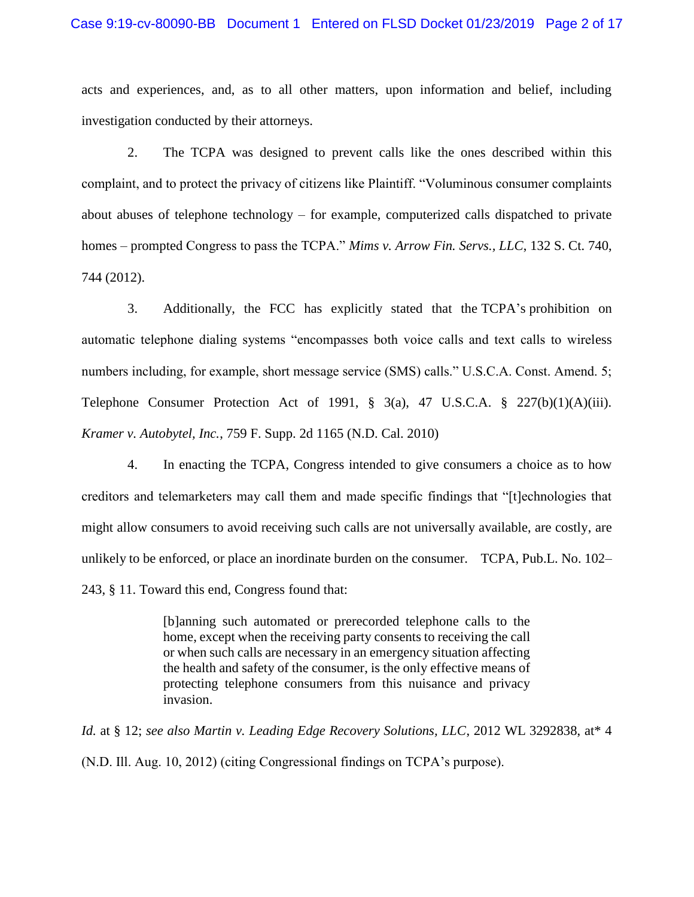acts and experiences, and, as to all other matters, upon information and belief, including investigation conducted by their attorneys.

2. The TCPA was designed to prevent calls like the ones described within this complaint, and to protect the privacy of citizens like Plaintiff. "Voluminous consumer complaints about abuses of telephone technology – for example, computerized calls dispatched to private homes – prompted Congress to pass the TCPA." *Mims v. Arrow Fin. Servs., LLC*, 132 S. Ct. 740, 744 (2012).

3. Additionally, the FCC has explicitly stated that the TCPA's prohibition on automatic telephone dialing systems "encompasses both voice calls and text calls to wireless numbers including, for example, short message service (SMS) calls." U.S.C.A. Const. Amend. 5; Telephone Consumer Protection Act of 1991, § 3(a), 47 U.S.C.A. § 227(b)(1)(A)(iii). *Kramer v. Autobytel, Inc.*, 759 F. Supp. 2d 1165 (N.D. Cal. 2010)

4. In enacting the TCPA, Congress intended to give consumers a choice as to how creditors and telemarketers may call them and made specific findings that "[t]echnologies that might allow consumers to avoid receiving such calls are not universally available, are costly, are unlikely to be enforced, or place an inordinate burden on the consumer. TCPA, Pub.L. No. 102–243, § 11. Toward this end, Congress found that:

> [b]anning such automated or prerecorded telephone calls to the home, except when the receiving party consents to receiving the call or when such calls are necessary in an emergency situation affecting the health and safety of the consumer, is the only effective means of protecting telephone consumers from this nuisance and privacy invasion.

*Id.* at § 12; *see also Martin v. Leading Edge Recovery Solutions, LLC*, 2012 WL 3292838, at* 4 (N.D. Ill. Aug. 10, 2012) (citing Congressional findings on TCPA's purpose).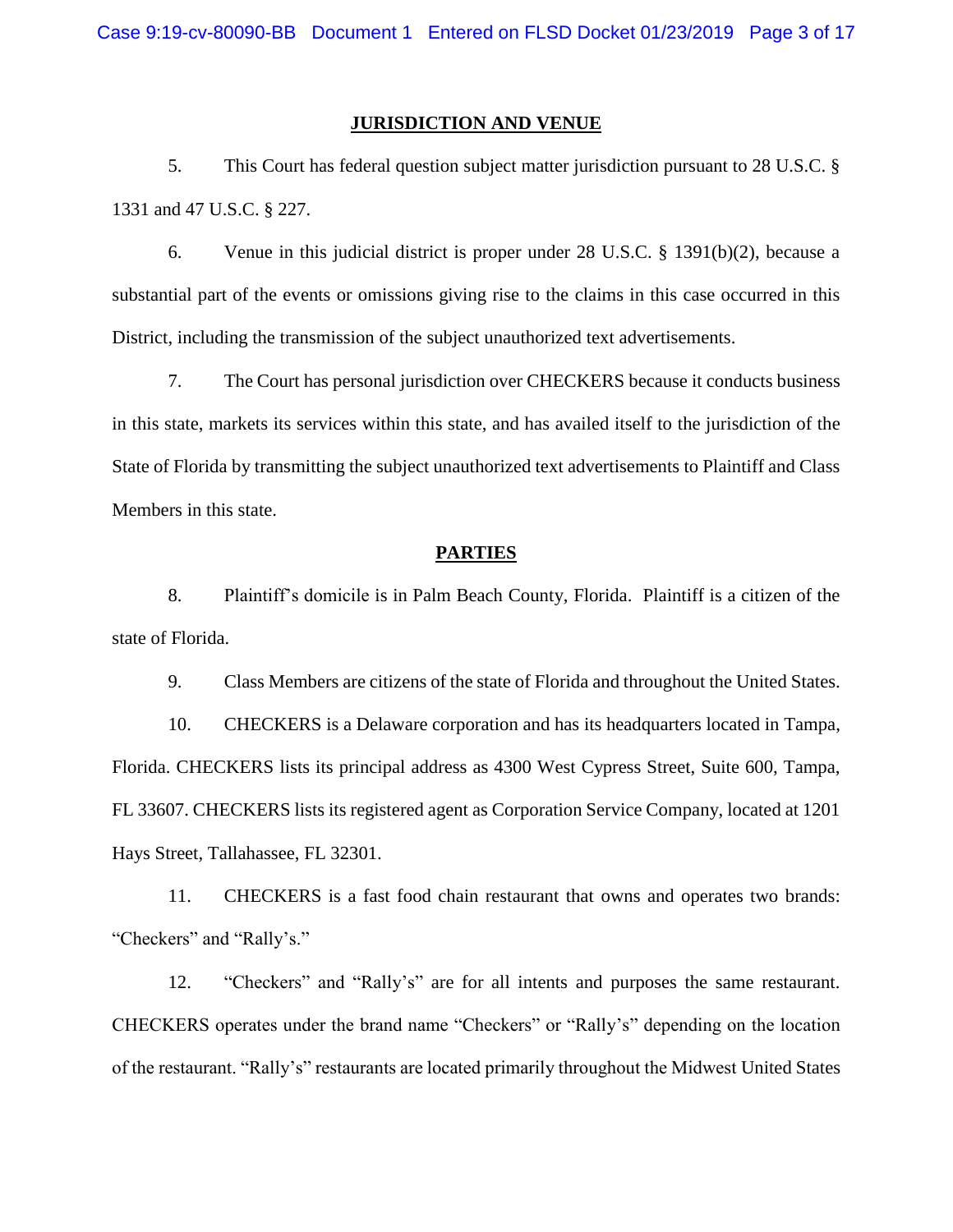## JURISDICTION AND VENUE

5. This Court has federal question subject matter jurisdiction pursuant to 28 U.S.C. § 1331 and 47 U.S.C. § 227.

6. Venue in this judicial district is proper under 28 U.S.C. § 1391(b)(2), because a substantial part of the events or omissions giving rise to the claims in this case occurred in this District, including the transmission of the subject unauthorized text advertisements.

7. The Court has personal jurisdiction over CHECKERS because it conducts business in this state, markets its services within this state, and has availed itself to the jurisdiction of the State of Florida by transmitting the subject unauthorized text advertisements to Plaintiff and Class Members in this state.

## PARTIES

8. Plaintiff's domicile is in Palm Beach County, Florida. Plaintiff is a citizen of the state of Florida.

9. Class Members are citizens of the state of Florida and throughout the United States.

10. CHECKERS is a Delaware corporation and has its headquarters located in Tampa, Florida. CHECKERS lists its principal address as 4300 West Cypress Street, Suite 600, Tampa, FL 33607. CHECKERS lists its registered agent as Corporation Service Company, located at 1201 Hays Street, Tallahassee, FL 32301.

11. CHECKERS is a fast food chain restaurant that owns and operates two brands: "Checkers" and "Rally's."

12. "Checkers" and "Rally's" are for all intents and purposes the same restaurant. CHECKERS operates under the brand name "Checkers" or "Rally's" depending on the location of the restaurant. "Rally's" restaurants are located primarily throughout the Midwest United States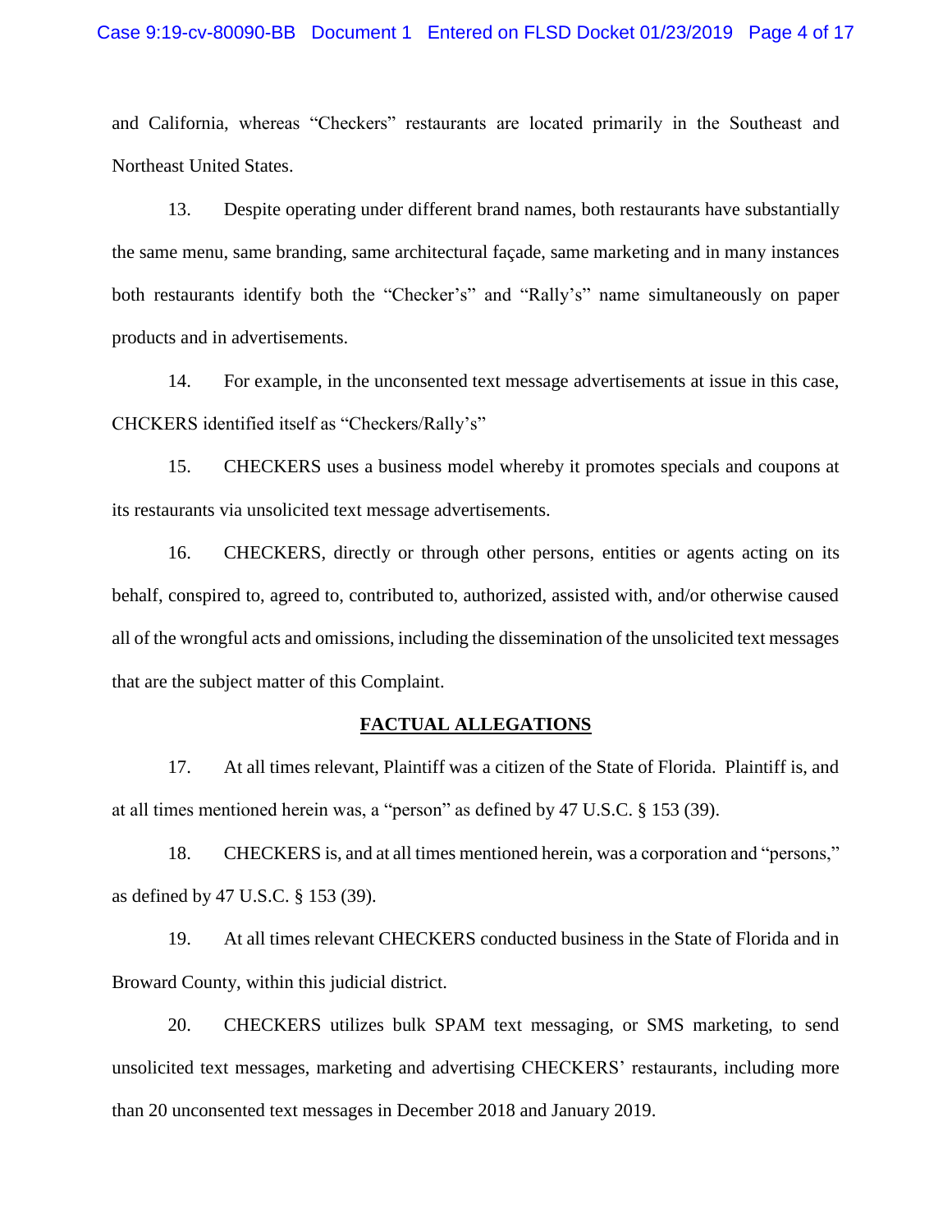and California, whereas "Checkers" restaurants are located primarily in the Southeast and Northeast United States.

13. Despite operating under different brand names, both restaurants have substantially the same menu, same branding, same architectural façade, same marketing and in many instances both restaurants identify both the "Checker's" and "Rally's" name simultaneously on paper products and in advertisements.

14. For example, in the unconsented text message advertisements at issue in this case, CHCKERS identified itself as "Checkers/Rally's"

15. CHECKERS uses a business model whereby it promotes specials and coupons at its restaurants via unsolicited text message advertisements.

16. CHECKERS, directly or through other persons, entities or agents acting on its behalf, conspired to, agreed to, contributed to, authorized, assisted with, and/or otherwise caused all of the wrongful acts and omissions, including the dissemination of the unsolicited text messages that are the subject matter of this Complaint.

## FACTUAL ALLEGATIONS

17. At all times relevant, Plaintiff was a citizen of the State of Florida. Plaintiff is, and at all times mentioned herein was, a "person" as defined by 47 U.S.C. § 153 (39).

18. CHECKERS is, and at all times mentioned herein, was a corporation and "persons," as defined by 47 U.S.C. § 153 (39).

19. At all times relevant CHECKERS conducted business in the State of Florida and in Broward County, within this judicial district.

20. CHECKERS utilizes bulk SPAM text messaging, or SMS marketing, to send unsolicited text messages, marketing and advertising CHECKERS' restaurants, including more than 20 unconsented text messages in December 2018 and January 2019.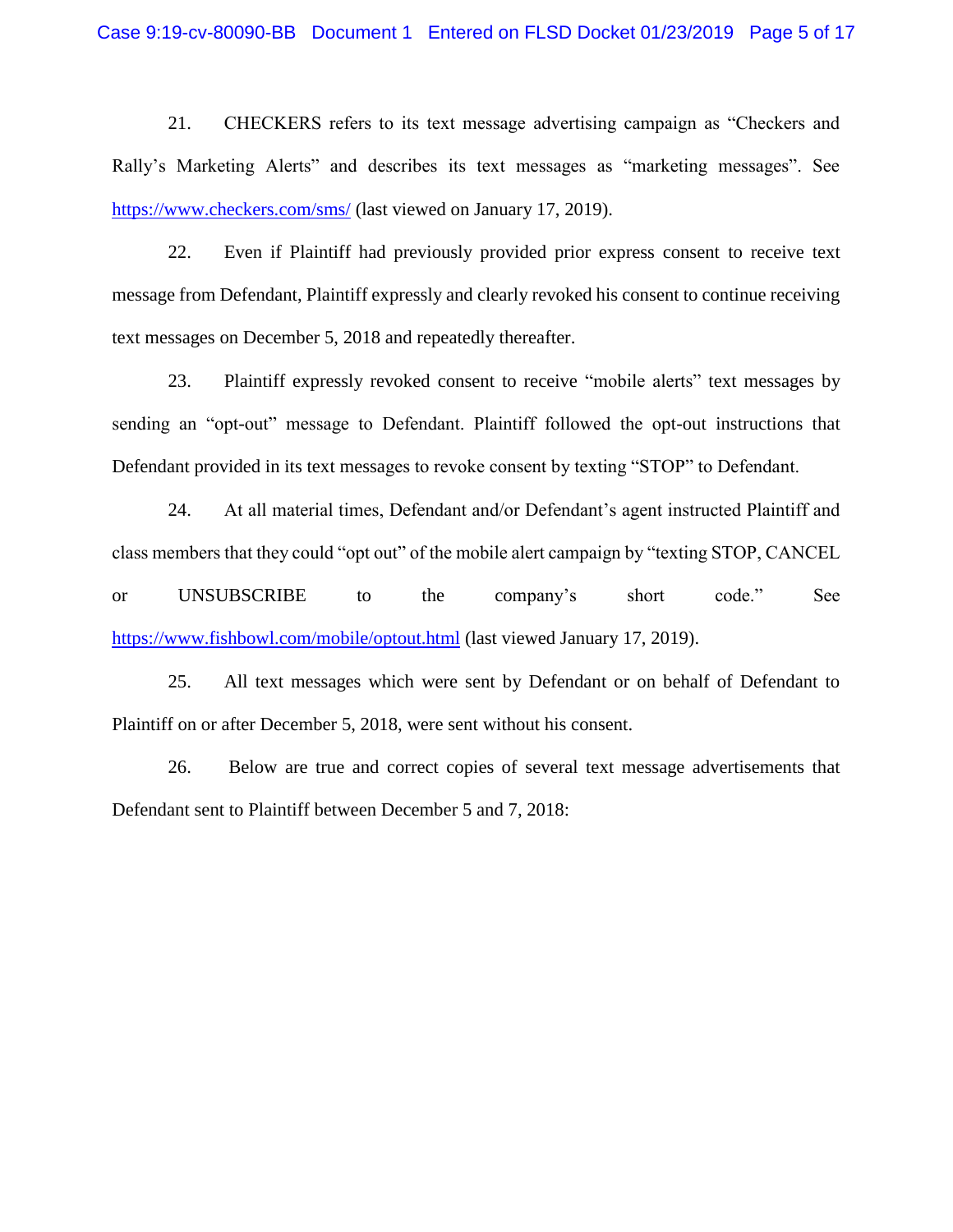21. CHECKERS refers to its text message advertising campaign as "Checkers and Rally's Marketing Alerts" and describes its text messages as "marketing messages". See https://www.checkers.com/sms/ (last viewed on January 17, 2019).

22. Even if Plaintiff had previously provided prior express consent to receive text message from Defendant, Plaintiff expressly and clearly revoked his consent to continue receiving text messages on December 5, 2018 and repeatedly thereafter.

23. Plaintiff expressly revoked consent to receive "mobile alerts" text messages by sending an "opt-out" message to Defendant. Plaintiff followed the opt-out instructions that Defendant provided in its text messages to revoke consent by texting "STOP" to Defendant.

24. At all material times, Defendant and/or Defendant's agent instructed Plaintiff and class members that they could "opt out" of the mobile alert campaign by "texting STOP, CANCEL or UNSUBSCRIBE to the company's short code." See https://www.fishbowl.com/mobile/optout.html (last viewed January 17, 2019).

25. All text messages which were sent by Defendant or on behalf of Defendant to Plaintiff on or after December 5, 2018, were sent without his consent.

26. Below are true and correct copies of several text message advertisements that Defendant sent to Plaintiff between December 5 and 7, 2018: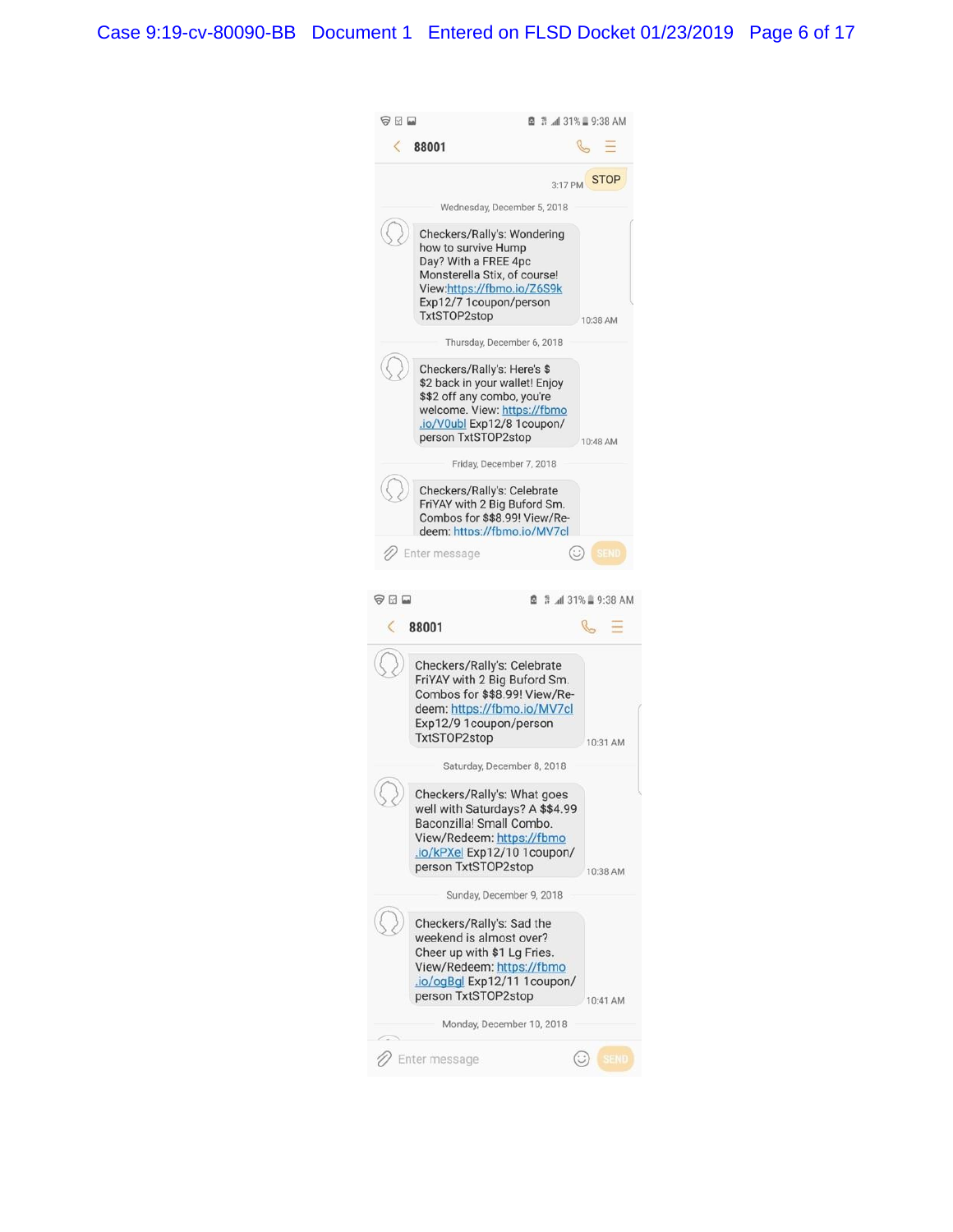88001

STOP 3:17 PM

Wednesday, December 5, 2018

Checkers/Rally's: Wondering how to survive Hump Day? With a FREE 4pc Monsterella Stix, of course! View:https://fbmo.io/Z6S9k Exp12/7 1coupon/person TxtSTOP2stop
10:38 AM

Thursday, December 6, 2018

Checkers/Rally's: Here's $ $2 back in your wallet! Enjoy $$2 off any combo, you're welcome. View: https://fbmo.io/V0ubl Exp12/8 1coupon/person TxtSTOP2stop
10:48 AM

Friday, December 7, 2018

Checkers/Rally's: Celebrate FriYAY with 2 Big Buford Sm. Combos for $$8.99! View/Re-deem: https://fbmo.io/MV7cl

Enter message SEND

---

88001

Checkers/Rally's: Celebrate FriYAY with 2 Big Buford Sm. Combos for $$8.99! View/Re-deem: https://fbmo.io/MV7cl Exp12/9 1coupon/person TxtSTOP2stop
10:31 AM

Saturday, December 8, 2018

Checkers/Rally's: What goes well with Saturdays? A $$4.99 Baconzilla! Small Combo. View/Redeem: https://fbmo.io/kPXel Exp12/10 1coupon/person TxtSTOP2stop
10:38 AM

Sunday, December 9, 2018

Checkers/Rally's: Sad the weekend is almost over? Cheer up with $1 Lg Fries. View/Redeem: https://fbmo.io/ogBgl Exp12/11 1coupon/person TxtSTOP2stop
10:41 AM

Monday, December 10, 2018

Enter message SEND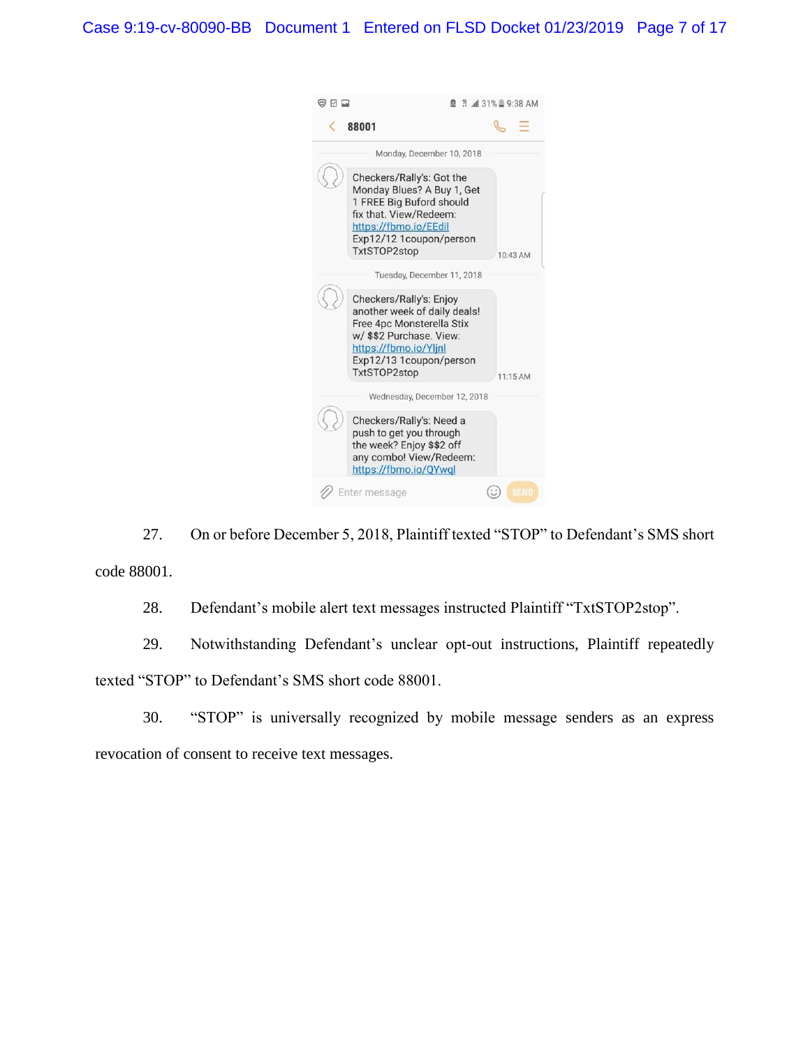88001

Monday, December 10, 2018

Checkers/Rally's: Got the Monday Blues? A Buy 1, Get 1 FREE Big Buford should fix that. View/Redeem: https://fbmo.io/EEdil Exp12/12 1coupon/person TxtSTOP2stop

10:43 AM

Tuesday, December 11, 2018

Checkers/Rally's: Enjoy another week of daily deals! Free 4pc Monsterella Stix w/ $$2 Purchase. View: https://fbmo.io/Yljnl Exp12/13 1coupon/person TxtSTOP2stop

11:15 AM

Wednesday, December 12, 2018

Checkers/Rally's: Need a push to get you through the week? Enjoy $$2 off any combo! View/Redeem: https://fbmo.io/QYwql

27. On or before December 5, 2018, Plaintiff texted "STOP" to Defendant's SMS short code 88001.

28. Defendant's mobile alert text messages instructed Plaintiff "TxtSTOP2stop".

29. Notwithstanding Defendant's unclear opt-out instructions, Plaintiff repeatedly texted "STOP" to Defendant's SMS short code 88001.

30. "STOP" is universally recognized by mobile message senders as an express revocation of consent to receive text messages.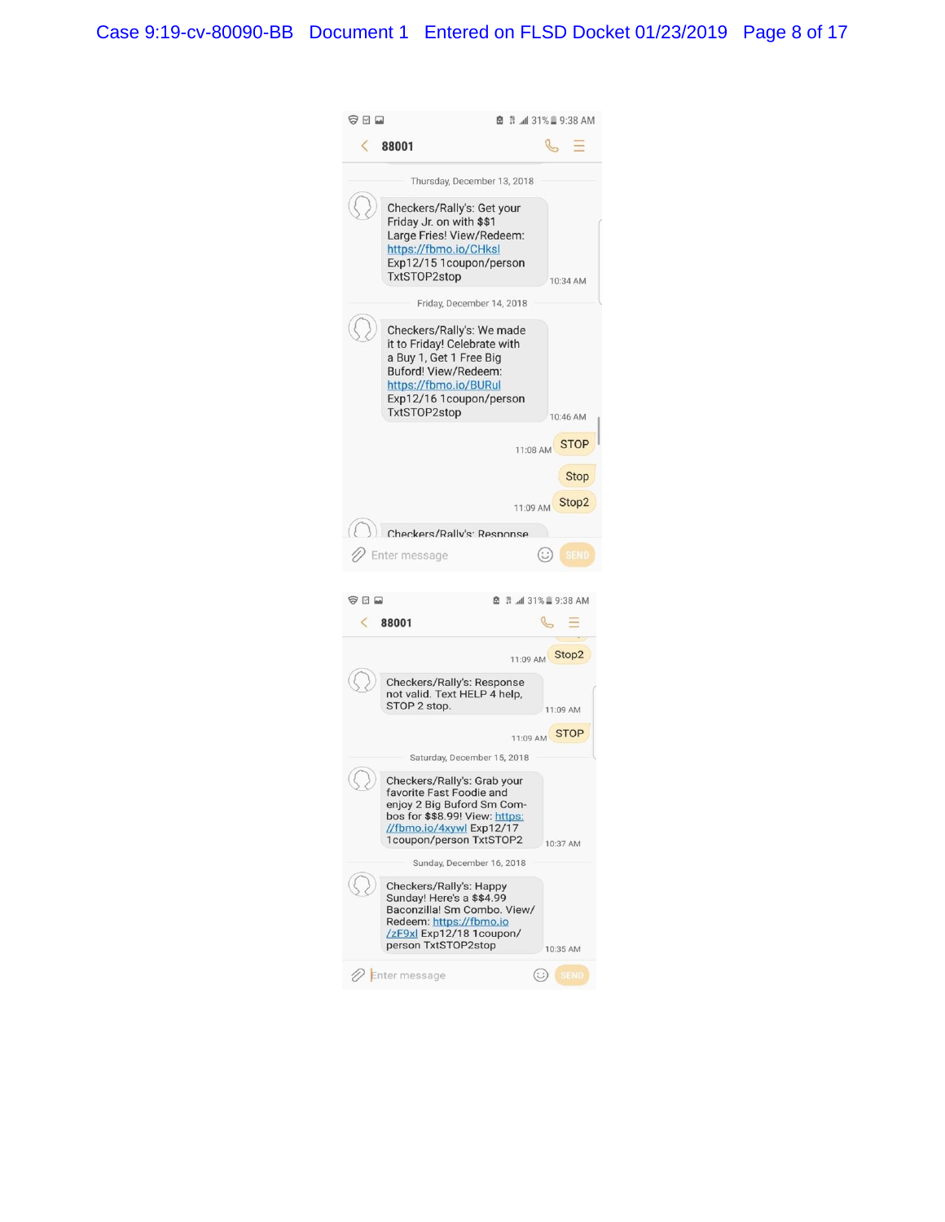88001

Thursday, December 13, 2018

Checkers/Rally's: Get your Friday Jr. on with $$1 Large Fries! View/Redeem: https://fbmo.io/CHksl Exp12/15 1coupon/person TxtSTOP2stop

10:34 AM

Friday, December 14, 2018

Checkers/Rally's: We made it to Friday! Celebrate with a Buy 1, Get 1 Free Big Buford! View/Redeem: https://fbmo.io/BURul Exp12/16 1coupon/person TxtSTOP2stop

10:46 AM

11:08 AM STOP

Stop

11:09 AM Stop2

Checkers/Rally's: Response

Enter message

SEND

88001

11:09 AM Stop2

Checkers/Rally's: Response not valid. Text HELP 4 help, STOP 2 stop.

11:09 AM

11:09 AM STOP

Saturday, December 15, 2018

Checkers/Rally's: Grab your favorite Fast Foodie and enjoy 2 Big Buford Sm Combos for $$8.99! View: https://fbmo.io/4xywl Exp12/17 1coupon/person TxtSTOP2

10:37 AM

Sunday, December 16, 2018

Checkers/Rally's: Happy Sunday! Here's a $$4.99 Baconzilla! Sm Combo. View/Redeem: https://fbmo.io/zF9xl Exp12/18 1coupon/person TxtSTOP2stop

10:35 AM

Enter message

SEND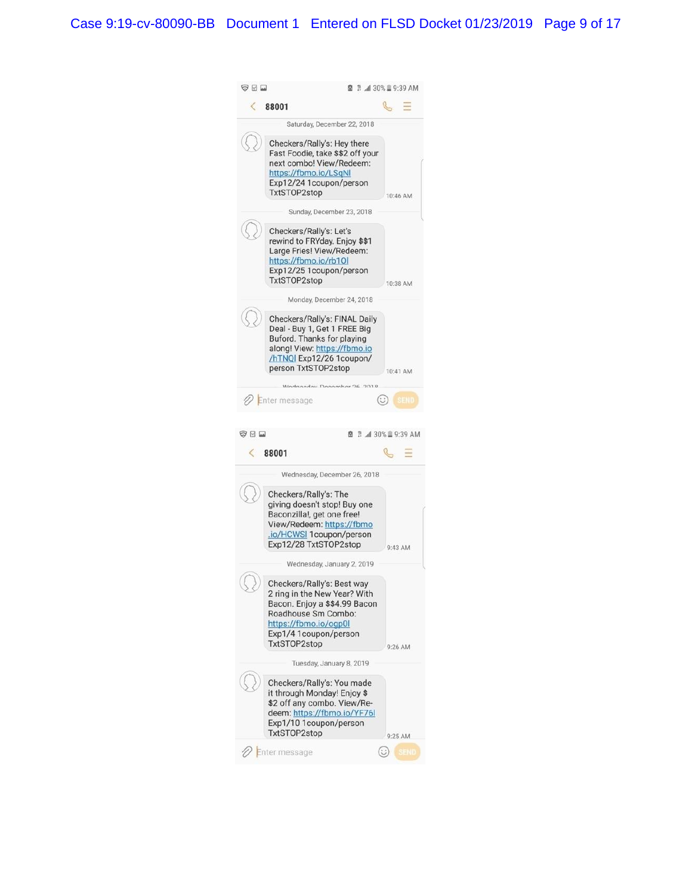88001

Saturday, December 22, 2018

Checkers/Rally's: Hey there Fast Foodie, take $$2 off your next combo! View/Redeem: https://fbmo.io/LSqNI Exp12/24 1coupon/person TxtSTOP2stop

10:46 AM

Sunday, December 23, 2018

Checkers/Rally's: Let's rewind to FRYday. Enjoy $$1 Large Fries! View/Redeem: https://fbmo.io/rb1OI Exp12/25 1coupon/person TxtSTOP2stop

10:38 AM

Monday, December 24, 2018

Checkers/Rally's: FINAL Daily Deal - Buy 1, Get 1 FREE Big Buford. Thanks for playing along! View: https://fbmo.io/hTNQI Exp12/26 1coupon/person TxtSTOP2stop

10:41 AM

Enter message

SEND

88001

Wednesday, December 26, 2018

Checkers/Rally's: The giving doesn't stop! Buy one Baconzilla!, get one free! View/Redeem: https://fbmo.io/HCWSI 1coupon/person Exp12/28 TxtSTOP2stop

9:43 AM

Wednesday, January 2, 2019

Checkers/Rally's: Best way 2 ring in the New Year? With Bacon. Enjoy a $$4.99 Bacon Roadhouse Sm Combo: https://fbmo.io/ogp0I Exp1/4 1coupon/person TxtSTOP2stop

9:26 AM

Tuesday, January 8, 2019

Checkers/Rally's: You made it through Monday! Enjoy $$2 off any combo. View/Redeem: https://fbmo.io/YF76I Exp1/10 1coupon/person TxtSTOP2stop

9:25 AM

Enter message

SEND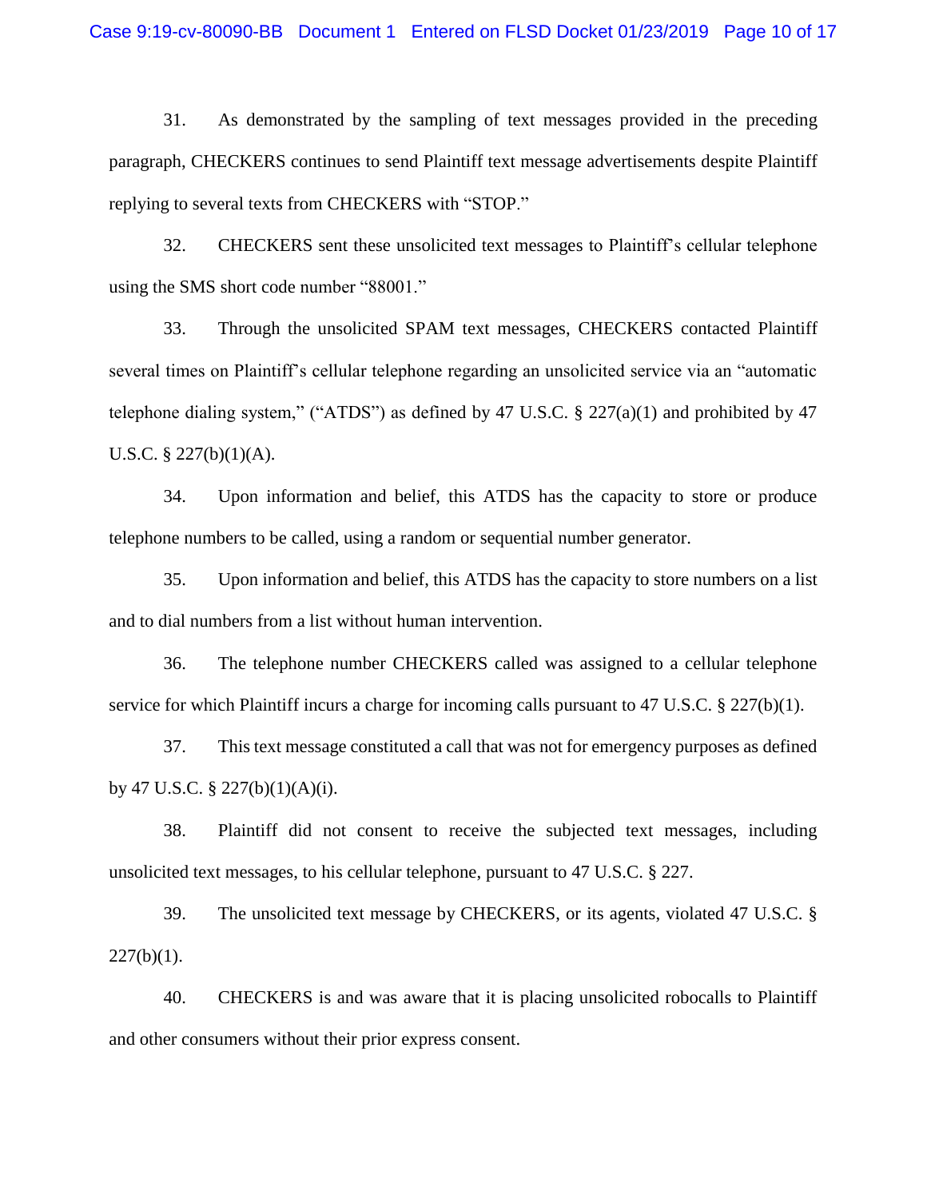31. As demonstrated by the sampling of text messages provided in the preceding paragraph, CHECKERS continues to send Plaintiff text message advertisements despite Plaintiff replying to several texts from CHECKERS with "STOP."

32. CHECKERS sent these unsolicited text messages to Plaintiff's cellular telephone using the SMS short code number "88001."

33. Through the unsolicited SPAM text messages, CHECKERS contacted Plaintiff several times on Plaintiff's cellular telephone regarding an unsolicited service via an "automatic telephone dialing system," ("ATDS") as defined by 47 U.S.C. § 227(a)(1) and prohibited by 47 U.S.C. § 227(b)(1)(A).

34. Upon information and belief, this ATDS has the capacity to store or produce telephone numbers to be called, using a random or sequential number generator.

35. Upon information and belief, this ATDS has the capacity to store numbers on a list and to dial numbers from a list without human intervention.

36. The telephone number CHECKERS called was assigned to a cellular telephone service for which Plaintiff incurs a charge for incoming calls pursuant to 47 U.S.C. § 227(b)(1).

37. This text message constituted a call that was not for emergency purposes as defined by 47 U.S.C. § 227(b)(1)(A)(i).

38. Plaintiff did not consent to receive the subjected text messages, including unsolicited text messages, to his cellular telephone, pursuant to 47 U.S.C. § 227.

39. The unsolicited text message by CHECKERS, or its agents, violated 47 U.S.C. § 227(b)(1).

40. CHECKERS is and was aware that it is placing unsolicited robocalls to Plaintiff and other consumers without their prior express consent.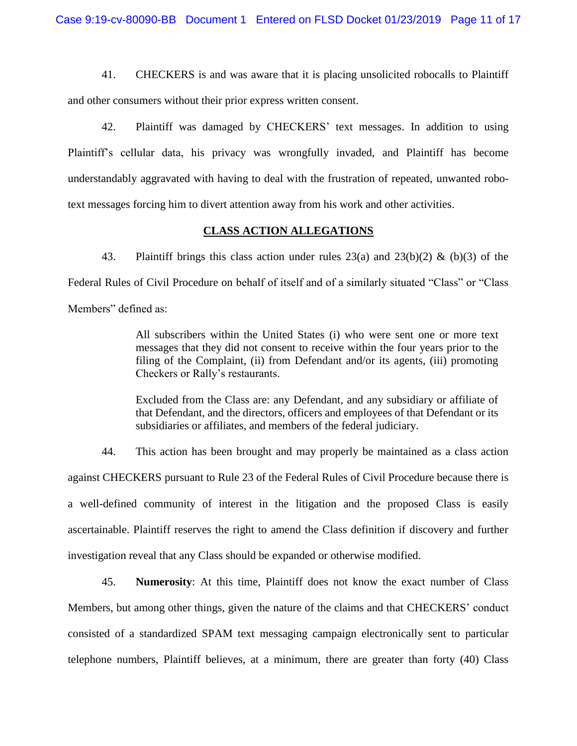41. CHECKERS is and was aware that it is placing unsolicited robocalls to Plaintiff and other consumers without their prior express written consent.

42. Plaintiff was damaged by CHECKERS' text messages. In addition to using Plaintiff's cellular data, his privacy was wrongfully invaded, and Plaintiff has become understandably aggravated with having to deal with the frustration of repeated, unwanted robo-text messages forcing him to divert attention away from his work and other activities.

## CLASS ACTION ALLEGATIONS

43. Plaintiff brings this class action under rules 23(a) and 23(b)(2) & (b)(3) of the Federal Rules of Civil Procedure on behalf of itself and of a similarly situated "Class" or "Class Members" defined as:

> All subscribers within the United States (i) who were sent one or more text messages that they did not consent to receive within the four years prior to the filing of the Complaint, (ii) from Defendant and/or its agents, (iii) promoting Checkers or Rally's restaurants.
>
> Excluded from the Class are: any Defendant, and any subsidiary or affiliate of that Defendant, and the directors, officers and employees of that Defendant or its subsidiaries or affiliates, and members of the federal judiciary.

44. This action has been brought and may properly be maintained as a class action against CHECKERS pursuant to Rule 23 of the Federal Rules of Civil Procedure because there is a well-defined community of interest in the litigation and the proposed Class is easily ascertainable. Plaintiff reserves the right to amend the Class definition if discovery and further investigation reveal that any Class should be expanded or otherwise modified.

45. **Numerosity**: At this time, Plaintiff does not know the exact number of Class Members, but among other things, given the nature of the claims and that CHECKERS' conduct consisted of a standardized SPAM text messaging campaign electronically sent to particular telephone numbers, Plaintiff believes, at a minimum, there are greater than forty (40) Class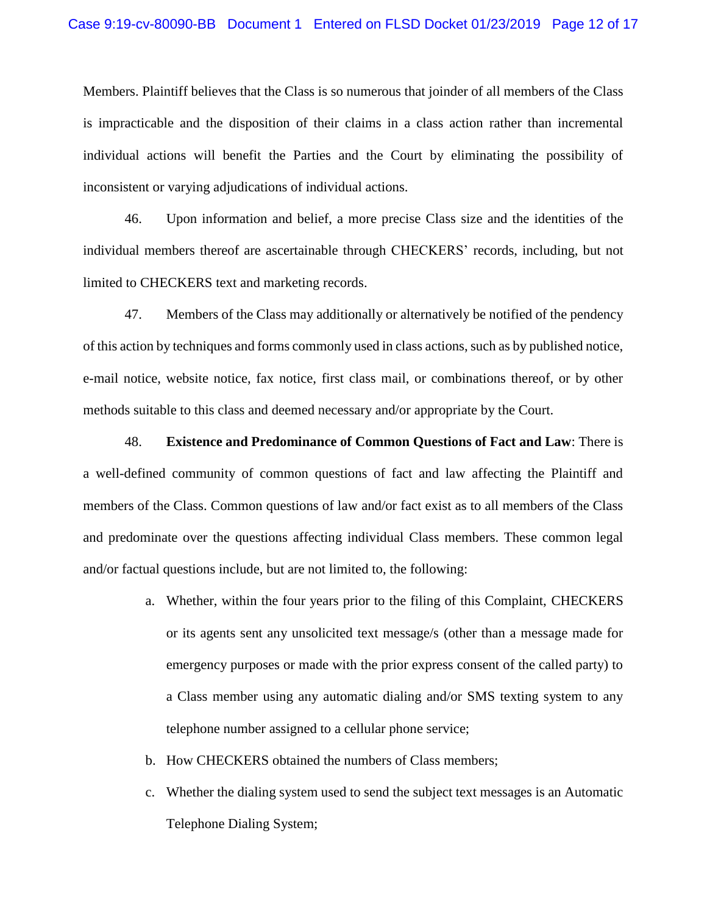Members. Plaintiff believes that the Class is so numerous that joinder of all members of the Class is impracticable and the disposition of their claims in a class action rather than incremental individual actions will benefit the Parties and the Court by eliminating the possibility of inconsistent or varying adjudications of individual actions.

46. Upon information and belief, a more precise Class size and the identities of the individual members thereof are ascertainable through CHECKERS' records, including, but not limited to CHECKERS text and marketing records.

47. Members of the Class may additionally or alternatively be notified of the pendency of this action by techniques and forms commonly used in class actions, such as by published notice, e-mail notice, website notice, fax notice, first class mail, or combinations thereof, or by other methods suitable to this class and deemed necessary and/or appropriate by the Court.

48. **Existence and Predominance of Common Questions of Fact and Law**: There is a well-defined community of common questions of fact and law affecting the Plaintiff and members of the Class. Common questions of law and/or fact exist as to all members of the Class and predominate over the questions affecting individual Class members. These common legal and/or factual questions include, but are not limited to, the following:

a. Whether, within the four years prior to the filing of this Complaint, CHECKERS or its agents sent any unsolicited text message/s (other than a message made for emergency purposes or made with the prior express consent of the called party) to a Class member using any automatic dialing and/or SMS texting system to any telephone number assigned to a cellular phone service;

b. How CHECKERS obtained the numbers of Class members;

c. Whether the dialing system used to send the subject text messages is an Automatic Telephone Dialing System;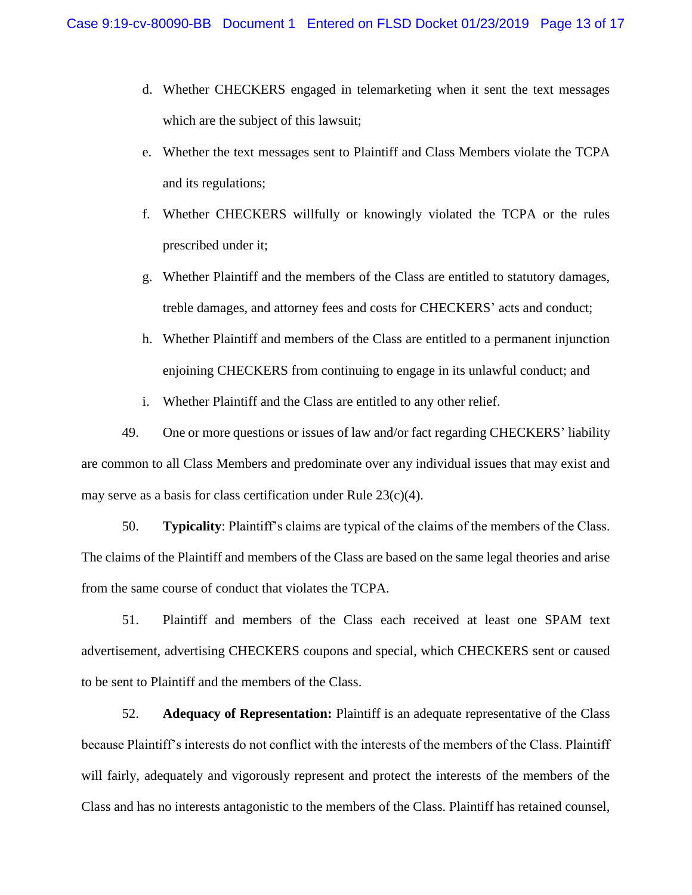d. Whether CHECKERS engaged in telemarketing when it sent the text messages which are the subject of this lawsuit;

e. Whether the text messages sent to Plaintiff and Class Members violate the TCPA and its regulations;

f. Whether CHECKERS willfully or knowingly violated the TCPA or the rules prescribed under it;

g. Whether Plaintiff and the members of the Class are entitled to statutory damages, treble damages, and attorney fees and costs for CHECKERS' acts and conduct;

h. Whether Plaintiff and members of the Class are entitled to a permanent injunction enjoining CHECKERS from continuing to engage in its unlawful conduct; and

i. Whether Plaintiff and the Class are entitled to any other relief.

49. One or more questions or issues of law and/or fact regarding CHECKERS' liability are common to all Class Members and predominate over any individual issues that may exist and may serve as a basis for class certification under Rule 23(c)(4).

50. **Typicality**: Plaintiff's claims are typical of the claims of the members of the Class. The claims of the Plaintiff and members of the Class are based on the same legal theories and arise from the same course of conduct that violates the TCPA.

51. Plaintiff and members of the Class each received at least one SPAM text advertisement, advertising CHECKERS coupons and special, which CHECKERS sent or caused to be sent to Plaintiff and the members of the Class.

52. **Adequacy of Representation:** Plaintiff is an adequate representative of the Class because Plaintiff's interests do not conflict with the interests of the members of the Class. Plaintiff will fairly, adequately and vigorously represent and protect the interests of the members of the Class and has no interests antagonistic to the members of the Class. Plaintiff has retained counsel,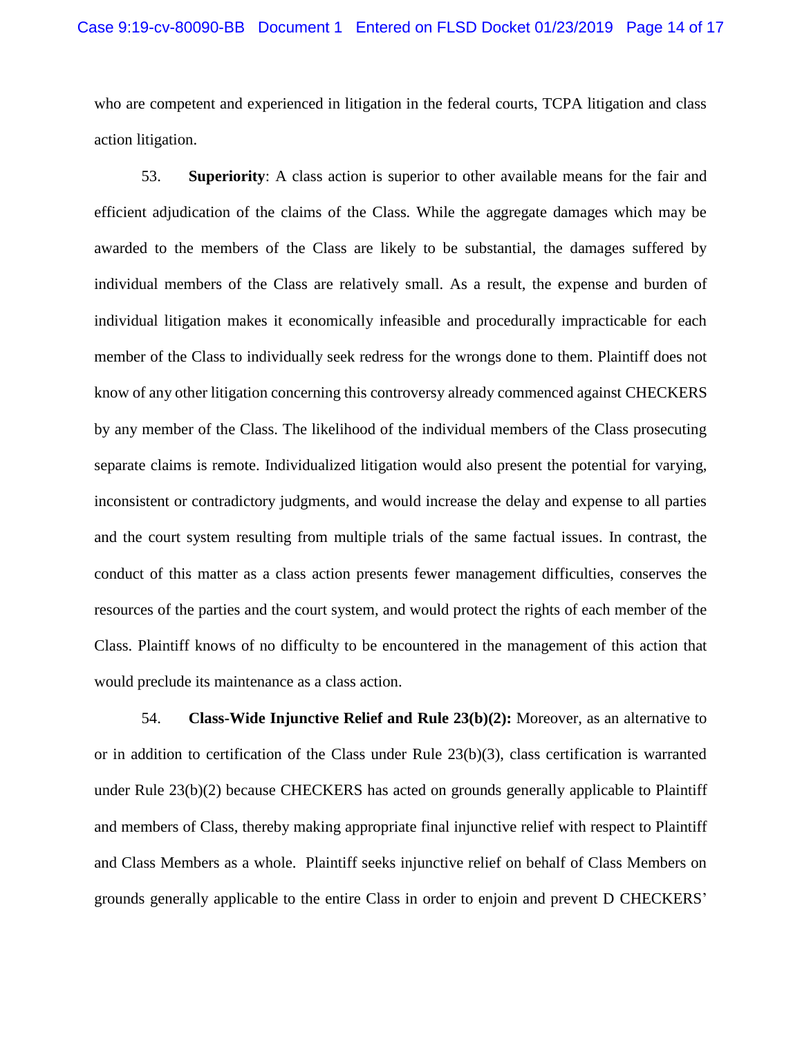who are competent and experienced in litigation in the federal courts, TCPA litigation and class action litigation.

53. **Superiority**: A class action is superior to other available means for the fair and efficient adjudication of the claims of the Class. While the aggregate damages which may be awarded to the members of the Class are likely to be substantial, the damages suffered by individual members of the Class are relatively small. As a result, the expense and burden of individual litigation makes it economically infeasible and procedurally impracticable for each member of the Class to individually seek redress for the wrongs done to them. Plaintiff does not know of any other litigation concerning this controversy already commenced against CHECKERS by any member of the Class. The likelihood of the individual members of the Class prosecuting separate claims is remote. Individualized litigation would also present the potential for varying, inconsistent or contradictory judgments, and would increase the delay and expense to all parties and the court system resulting from multiple trials of the same factual issues. In contrast, the conduct of this matter as a class action presents fewer management difficulties, conserves the resources of the parties and the court system, and would protect the rights of each member of the Class. Plaintiff knows of no difficulty to be encountered in the management of this action that would preclude its maintenance as a class action.

54. **Class-Wide Injunctive Relief and Rule 23(b)(2):** Moreover, as an alternative to or in addition to certification of the Class under Rule 23(b)(3), class certification is warranted under Rule 23(b)(2) because CHECKERS has acted on grounds generally applicable to Plaintiff and members of Class, thereby making appropriate final injunctive relief with respect to Plaintiff and Class Members as a whole. Plaintiff seeks injunctive relief on behalf of Class Members on grounds generally applicable to the entire Class in order to enjoin and prevent D CHECKERS'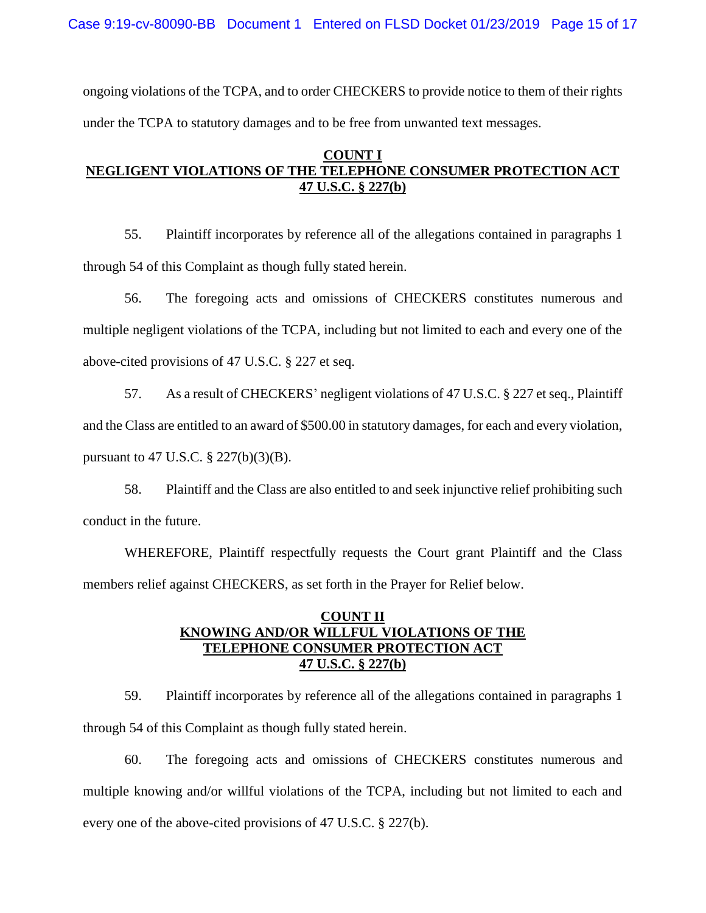ongoing violations of the TCPA, and to order CHECKERS to provide notice to them of their rights under the TCPA to statutory damages and to be free from unwanted text messages.

## COUNT I
## NEGLIGENT VIOLATIONS OF THE TELEPHONE CONSUMER PROTECTION ACT
## 47 U.S.C. § 227(b)

55. Plaintiff incorporates by reference all of the allegations contained in paragraphs 1 through 54 of this Complaint as though fully stated herein.

56. The foregoing acts and omissions of CHECKERS constitutes numerous and multiple negligent violations of the TCPA, including but not limited to each and every one of the above-cited provisions of 47 U.S.C. § 227 et seq.

57. As a result of CHECKERS' negligent violations of 47 U.S.C. § 227 et seq., Plaintiff and the Class are entitled to an award of $500.00 in statutory damages, for each and every violation, pursuant to 47 U.S.C. § 227(b)(3)(B).

58. Plaintiff and the Class are also entitled to and seek injunctive relief prohibiting such conduct in the future.

WHEREFORE, Plaintiff respectfully requests the Court grant Plaintiff and the Class members relief against CHECKERS, as set forth in the Prayer for Relief below.

## COUNT II
## KNOWING AND/OR WILLFUL VIOLATIONS OF THE TELEPHONE CONSUMER PROTECTION ACT
## 47 U.S.C. § 227(b)

59. Plaintiff incorporates by reference all of the allegations contained in paragraphs 1 through 54 of this Complaint as though fully stated herein.

60. The foregoing acts and omissions of CHECKERS constitutes numerous and multiple knowing and/or willful violations of the TCPA, including but not limited to each and every one of the above-cited provisions of 47 U.S.C. § 227(b).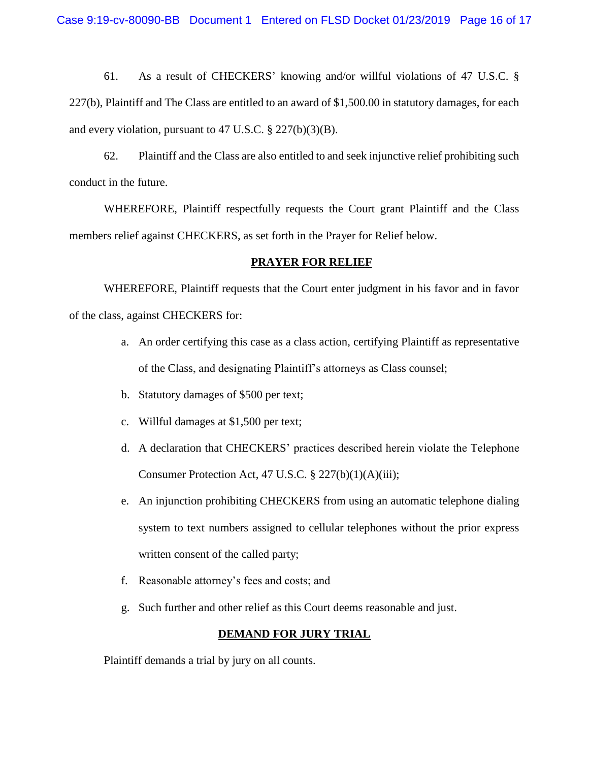61. As a result of CHECKERS' knowing and/or willful violations of 47 U.S.C. § 227(b), Plaintiff and The Class are entitled to an award of $1,500.00 in statutory damages, for each and every violation, pursuant to 47 U.S.C. § 227(b)(3)(B).

62. Plaintiff and the Class are also entitled to and seek injunctive relief prohibiting such conduct in the future.

WHEREFORE, Plaintiff respectfully requests the Court grant Plaintiff and the Class members relief against CHECKERS, as set forth in the Prayer for Relief below.

## PRAYER FOR RELIEF

WHEREFORE, Plaintiff requests that the Court enter judgment in his favor and in favor of the class, against CHECKERS for:

a. An order certifying this case as a class action, certifying Plaintiff as representative of the Class, and designating Plaintiff's attorneys as Class counsel;

b. Statutory damages of $500 per text;

c. Willful damages at $1,500 per text;

d. A declaration that CHECKERS' practices described herein violate the Telephone Consumer Protection Act, 47 U.S.C. § 227(b)(1)(A)(iii);

e. An injunction prohibiting CHECKERS from using an automatic telephone dialing system to text numbers assigned to cellular telephones without the prior express written consent of the called party;

f. Reasonable attorney's fees and costs; and

g. Such further and other relief as this Court deems reasonable and just.

## DEMAND FOR JURY TRIAL

Plaintiff demands a trial by jury on all counts.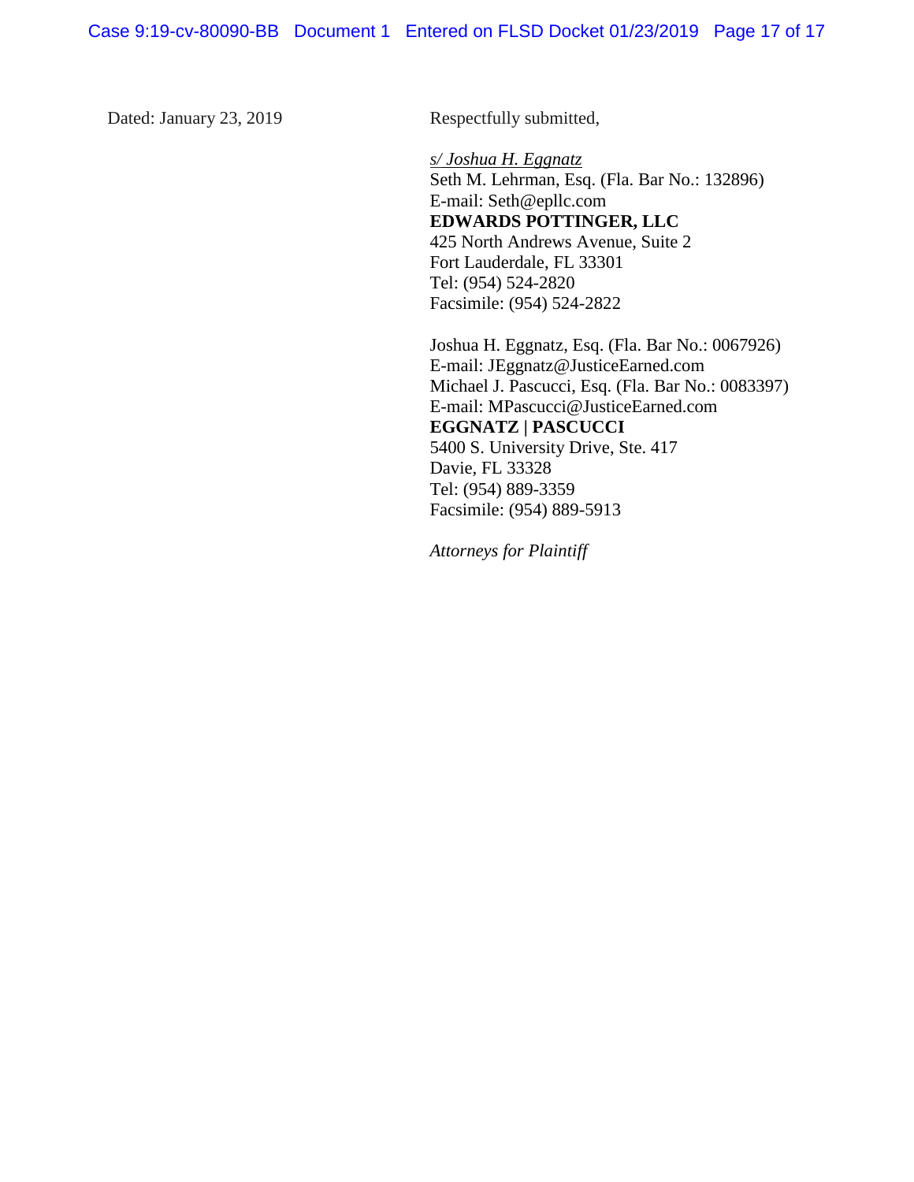Dated: January 23, 2019

Respectfully submitted,

*s/ Joshua H. Eggnatz*
Seth M. Lehrman, Esq. (Fla. Bar No.: 132896)
E-mail: Seth@epllc.com
**EDWARDS POTTINGER, LLC**
425 North Andrews Avenue, Suite 2
Fort Lauderdale, FL 33301
Tel: (954) 524-2820
Facsimile: (954) 524-2822

Joshua H. Eggnatz, Esq. (Fla. Bar No.: 0067926)
E-mail: JEggnatz@JusticeEarned.com
Michael J. Pascucci, Esq. (Fla. Bar No.: 0083397)
E-mail: MPascucci@JusticeEarned.com
**EGGNATZ | PASCUCCI**
5400 S. University Drive, Ste. 417
Davie, FL 33328
Tel: (954) 889-3359
Facsimile: (954) 889-5913

*Attorneys for Plaintiff*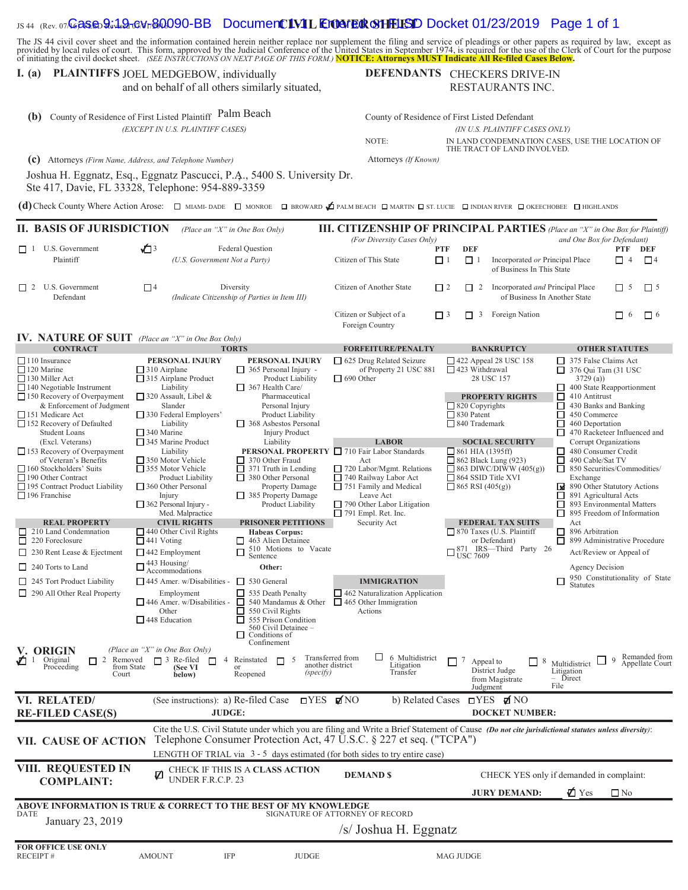JS 44 (Rev. 07/16) FLSD Revised 07/01/2016

# CIVIL COVER SHEET

The JS 44 civil cover sheet and the information contained herein neither replace nor supplement the filing and service of pleadings or other papers as required by law, except as provided by local rules of court. This form, approved by the Judicial Conference of the United States in September 1974, is required for the use of the Clerk of Court for the purpose of initiating the civil docket sheet. *(SEE INSTRUCTIONS ON NEXT PAGE OF THIS FORM.)* **NOTICE: Attorneys MUST Indicate All Re-filed Cases Below.**

**I. (a) PLAINTIFFS** JOEL MEDGEBOW, individually and on behalf of all others similarly situated,

**DEFENDANTS** CHECKERS DRIVE-IN RESTAURANTS INC.

**(b)** County of Residence of First Listed Plaintiff Palm Beach
*(EXCEPT IN U.S. PLAINTIFF CASES)*

County of Residence of First Listed Defendant
*(IN U.S. PLAINTIFF CASES ONLY)*
NOTE: IN LAND CONDEMNATION CASES, USE THE LOCATION OF THE TRACT OF LAND INVOLVED.

**(c)** Attorneys *(Firm Name, Address, and Telephone Number)*
Joshua H. Eggnatz, Esq., Eggnatz Pascucci, P.A., 5400 S. University Dr. Ste 417, Davie, FL 33328, Telephone: 954-889-3359

Attorneys *(If Known)*

**(d)** Check County Where Action Arose: ☐ MIAMI-DADE ☐ MONROE ☐ BROWARD ☑ PALM BEACH ☐ MARTIN ☐ ST. LUCIE ☐ INDIAN RIVER ☐ OKEECHOBEE ☐ HIGHLANDS

## II. BASIS OF JURISDICTION *(Place an "X" in One Box Only)*

- ☐ 1 U.S. Government Plaintiff
- ☑ 3 Federal Question (U.S. Government Not a Party)
- ☐ 2 U.S. Government Defendant
- ☐ 4 Diversity (Indicate Citizenship of Parties in Item III)

## III. CITIZENSHIP OF PRINCIPAL PARTIES *(Place an "X" in One Box for Plaintiff and One Box for Defendant)* *(For Diversity Cases Only)*

| | PTF | DEF | | PTF | DEF |
|---|---|---|---|---|---|
| Citizen of This State | ☐ 1 | ☐ 1 | Incorporated *or* Principal Place of Business In This State | ☐ 4 | ☐ 4 |
| Citizen of Another State | ☐ 2 | ☐ 2 | Incorporated *and* Principal Place of Business In Another State | ☐ 5 | ☐ 5 |
| Citizen or Subject of a Foreign Country | ☐ 3 | ☐ 3 | Foreign Nation | ☐ 6 | ☐ 6 |

## IV. NATURE OF SUIT *(Place an "X" in One Box Only)*

**CONTRACT**
☐ 110 Insurance
☐ 120 Marine
☐ 130 Miller Act
☐ 140 Negotiable Instrument
☐ 150 Recovery of Overpayment & Enforcement of Judgment
☐ 151 Medicare Act
☐ 152 Recovery of Defaulted Student Loans (Excl. Veterans)
☐ 153 Recovery of Overpayment of Veteran's Benefits
☐ 160 Stockholders' Suits
☐ 190 Other Contract
☐ 195 Contract Product Liability
☐ 196 Franchise

**REAL PROPERTY**
☐ 210 Land Condemnation
☐ 220 Foreclosure
☐ 230 Rent Lease & Ejectment
☐ 240 Torts to Land
☐ 245 Tort Product Liability
☐ 290 All Other Real Property

**TORTS — PERSONAL INJURY**
☐ 310 Airplane
☐ 315 Airplane Product Liability
☐ 320 Assault, Libel & Slander
☐ 330 Federal Employers' Liability
☐ 340 Marine
☐ 345 Marine Product Liability
☐ 350 Motor Vehicle
☐ 355 Motor Vehicle Product Liability
☐ 360 Other Personal Injury
☐ 362 Personal Injury - Med. Malpractice

**PERSONAL INJURY**
☐ 365 Personal Injury - Product Liability
☐ 367 Health Care/ Pharmaceutical Personal Injury Product Liability
☐ 368 Asbestos Personal Injury Product Liability

**PERSONAL PROPERTY**
☐ 370 Other Fraud
☐ 371 Truth in Lending
☐ 380 Other Personal Property Damage
☐ 385 Property Damage Product Liability

**CIVIL RIGHTS**
☐ 440 Other Civil Rights
☐ 441 Voting
☐ 442 Employment
☐ 443 Housing/ Accommodations
☐ 445 Amer. w/Disabilities - Employment
☐ 446 Amer. w/Disabilities - Other
☐ 448 Education

**PRISONER PETITIONS**
Habeas Corpus:
☐ 463 Alien Detainee
☐ 510 Motions to Vacate Sentence
Other:
☐ 530 General
☐ 535 Death Penalty
☐ 540 Mandamus & Other
☐ 550 Civil Rights
☐ 555 Prison Condition
☐ 560 Civil Detainee – Conditions of Confinement

**FORFEITURE/PENALTY**
☐ 625 Drug Related Seizure of Property 21 USC 881
☐ 690 Other

**LABOR**
☐ 710 Fair Labor Standards Act
☐ 720 Labor/Mgmt. Relations
☐ 740 Railway Labor Act
☐ 751 Family and Medical Leave Act
☐ 790 Other Labor Litigation
☐ 791 Empl. Ret. Inc. Security Act

**IMMIGRATION**
☐ 462 Naturalization Application
☐ 465 Other Immigration Actions

**BANKRUPTCY**
☐ 422 Appeal 28 USC 158
☐ 423 Withdrawal 28 USC 157

**PROPERTY RIGHTS**
☐ 820 Copyrights
☐ 830 Patent
☐ 840 Trademark

**SOCIAL SECURITY**
☐ 861 HIA (1395ff)
☐ 862 Black Lung (923)
☐ 863 DIWC/DIWW (405(g))
☐ 864 SSID Title XVI
☐ 865 RSI (405(g))

**FEDERAL TAX SUITS**
☐ 870 Taxes (U.S. Plaintiff or Defendant)
☐ 871 IRS—Third Party 26 USC 7609

**OTHER STATUTES**
☐ 375 False Claims Act
☐ 376 Qui Tam (31 USC 3729 (a))
☐ 400 State Reapportionment
☐ 410 Antitrust
☐ 430 Banks and Banking
☐ 450 Commerce
☐ 460 Deportation
☐ 470 Racketeer Influenced and Corrupt Organizations
☐ 480 Consumer Credit
☐ 490 Cable/Sat TV
☐ 850 Securities/Commodities/ Exchange
☒ 890 Other Statutory Actions
☐ 891 Agricultural Acts
☐ 893 Environmental Matters
☐ 895 Freedom of Information Act
☐ 896 Arbitration
☐ 899 Administrative Procedure Act/Review or Appeal of Agency Decision
☐ 950 Constitutionality of State Statutes

## V. ORIGIN *(Place an "X" in One Box Only)*

☑ 1 Original Proceeding ☐ 2 Removed from State Court ☐ 3 Re-filed (See VI below) ☐ 4 Reinstated or Reopened ☐ 5 Transferred from another district *(specify)* ☐ 6 Multidistrict Litigation Transfer ☐ 7 Appeal to District Judge from Magistrate Judgment ☐ 8 Multidistrict Litigation – Direct File ☐ 9 Remanded from Appellate Court

## VI. RELATED/ RE-FILED CASE(S)

(See instructions): a) Re-filed Case ☐ YES ☑ NO b) Related Cases ☐ YES ☑ NO
JUDGE: DOCKET NUMBER:

## VII. CAUSE OF ACTION

Cite the U.S. Civil Statute under which you are filing and Write a Brief Statement of Cause *(Do not cite jurisdictional statutes unless diversity)*:
Telephone Consumer Protection Act, 47 U.S.C. § 227 et seq. ("TCPA")
LENGTH OF TRIAL via 3 - 5 days estimated (for both sides to try entire case)

## VIII. REQUESTED IN COMPLAINT:

☑ CHECK IF THIS IS A CLASS ACTION UNDER F.R.C.P. 23
DEMAND $
CHECK YES only if demanded in complaint:
JURY DEMAND: ☑ Yes ☐ No

**ABOVE INFORMATION IS TRUE & CORRECT TO THE BEST OF MY KNOWLEDGE**
DATE January 23, 2019
SIGNATURE OF ATTORNEY OF RECORD
/s/ Joshua H. Eggnatz

**FOR OFFICE USE ONLY**
RECEIPT # AMOUNT IFP JUDGE MAG JUDGE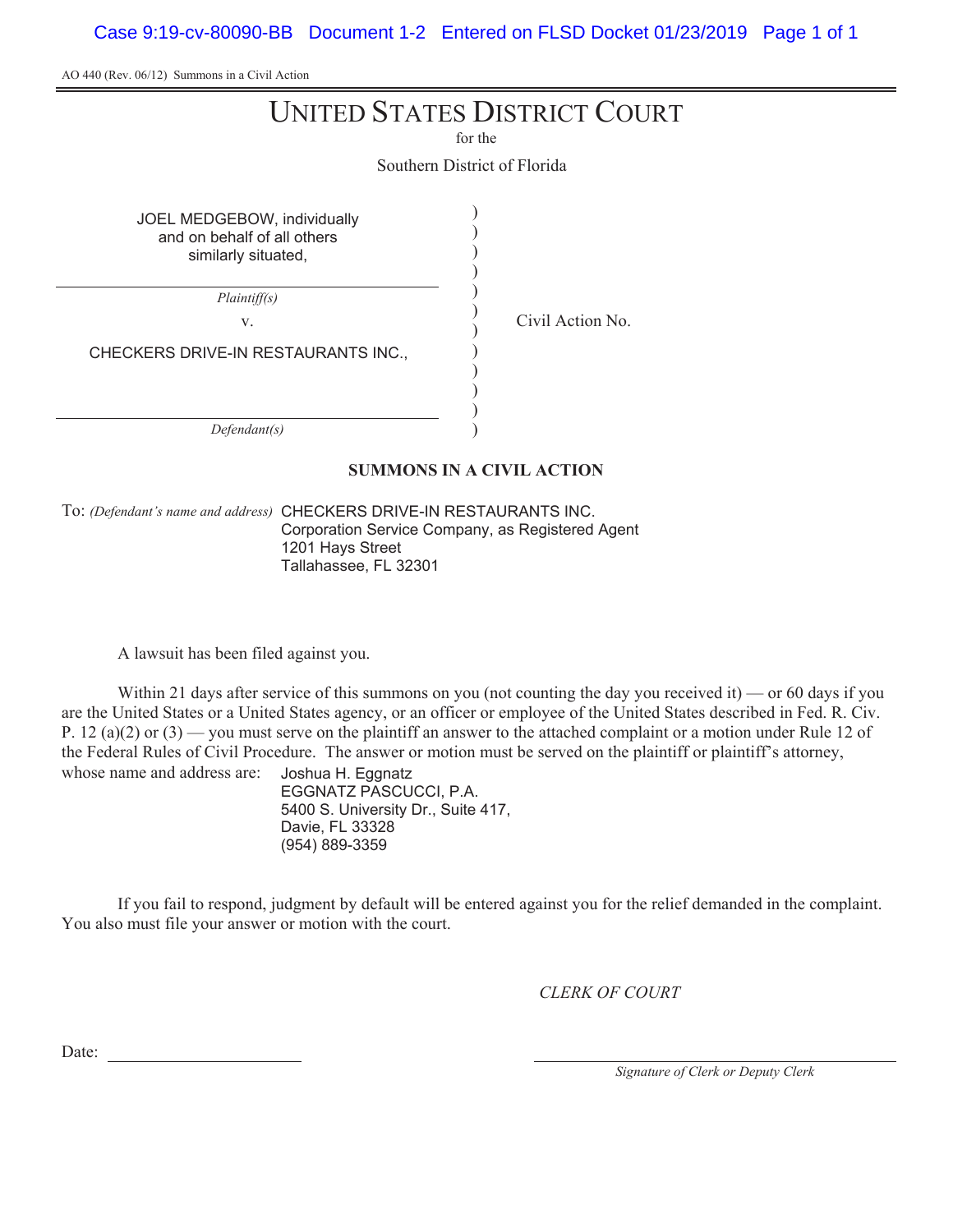AO 440 (Rev. 06/12) Summons in a Civil Action

# UNITED STATES DISTRICT COURT

for the

Southern District of Florida

| | | |
|---|---|---|
| JOEL MEDGEBOW, individually and on behalf of all others similarly situated, | ) | |
| *Plaintiff(s)* | ) | |
| v. | ) | Civil Action No. |
| CHECKERS DRIVE-IN RESTAURANTS INC., | ) | |
| *Defendant(s)* | ) | |

**SUMMONS IN A CIVIL ACTION**

To: *(Defendant's name and address)* CHECKERS DRIVE-IN RESTAURANTS INC.
Corporation Service Company, as Registered Agent
1201 Hays Street
Tallahassee, FL 32301

A lawsuit has been filed against you.

Within 21 days after service of this summons on you (not counting the day you received it) — or 60 days if you are the United States or a United States agency, or an officer or employee of the United States described in Fed. R. Civ. P. 12 (a)(2) or (3) — you must serve on the plaintiff an answer to the attached complaint or a motion under Rule 12 of the Federal Rules of Civil Procedure. The answer or motion must be served on the plaintiff or plaintiff's attorney, whose name and address are: Joshua H. Eggnatz
EGGNATZ PASCUCCI, P.A.
5400 S. University Dr., Suite 417,
Davie, FL 33328
(954) 889-3359

If you fail to respond, judgment by default will be entered against you for the relief demanded in the complaint. You also must file your answer or motion with the court.

*CLERK OF COURT*

Date: ______________________

______________________
*Signature of Clerk or Deputy Clerk*